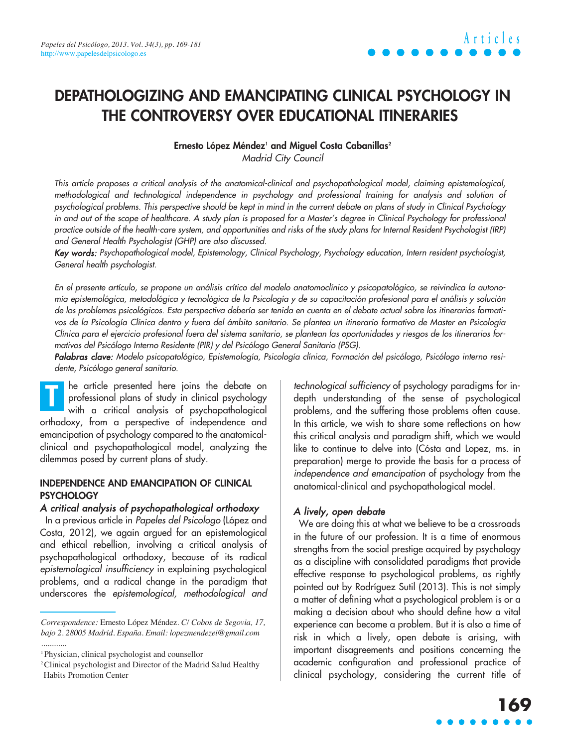# DEPATHOLOGIZING AND EMANCIPATING CLINICAL PSYCHOLOGY IN THE CONTROVERSY OVER EDUCATIONAL ITINERARIES

**Ernesto López Méndez[1] and Miguel Costa Cabanillas[2]**
*Madrid City Council*

*This article proposes a critical analysis of the anatomical-clinical and psychopathological model, claiming epistemological, methodological and technological independence in psychology and professional training for analysis and solution of psychological problems. This perspective should be kept in mind in the current debate on plans of study in Clinical Psychology in and out of the scope of healthcare. A study plan is proposed for a Master's degree in Clinical Psychology for professional practice outside of the health-care system, and opportunities and risks of the study plans for Internal Resident Psychologist (IRP) and General Health Psychologist (GHP) are also discussed.*

***Key words:*** *Psychopathological model, Epistemology, Clinical Psychology, Psychology education, Intern resident psychologist, General health psychologist.*

*En el presente artículo, se propone un análisis crítico del modelo anatomoclínico y psicopatológico, se reivindica la autonomía epistemológica, metodológica y tecnológica de la Psicología y de su capacitación profesional para el análisis y solución de los problemas psicológicos. Esta perspectiva debería ser tenida en cuenta en el debate actual sobre los itinerarios formativos de la Psicología Clínica dentro y fuera del ámbito sanitario. Se plantea un itinerario formativo de Master en Psicología Clínica para el ejercicio profesional fuera del sistema sanitario, se plantean las oportunidades y riesgos de los itinerarios formativos del Psicólogo Interno Residente (PIR) y del Psicólogo General Sanitario (PSG).*

***Palabras clave:*** *Modelo psicopatológico, Epistemología, Psicología clínica, Formación del psicólogo, Psicólogo interno residente, Psicólogo general sanitario.*

The article presented here joins the debate on professional plans of study in clinical psychology with a critical analysis of psychopathological orthodoxy, from a perspective of independence and emancipation of psychology compared to the anatomical-clinical and psychopathological model, analyzing the dilemmas posed by current plans of study.

## INDEPENDENCE AND EMANCIPATION OF CLINICAL PSYCHOLOGY

### *A critical analysis of psychopathological orthodoxy*

In a previous article in *Papeles del Psicologo* (López and Costa, 2012), we again argued for an epistemological and ethical rebellion, involving a critical analysis of psychopathological orthodoxy, because of its radical *epistemological insufficiency* in explaining psychological problems, and a radical change in the paradigm that underscores the *epistemological, methodological and technological sufficiency* of psychology paradigms for in-depth understanding of the sense of psychological problems, and the suffering those problems often cause. In this article, we wish to share some reflections on how this critical analysis and paradigm shift, which we would like to continue to delve into (Cósta and Lopez, ms. in preparation) merge to provide the basis for a process of *independence and emancipation* of psychology from the anatomical-clinical and psychopathological model.

### *A lively, open debate*

We are doing this at what we believe to be a crossroads in the future of our profession. It is a time of enormous strengths from the social prestige acquired by psychology as a discipline with consolidated paradigms that provide effective response to psychological problems, as rightly pointed out by Rodríguez Sutil (2013). This is not simply a matter of defining what a psychological problem is or a making a decision about who should define how a vital experience can become a problem. But it is also a time of risk in which a lively, open debate is arising, with important disagreements and positions concerning the academic configuration and professional practice of clinical psychology, considering the current title of

---

*Correspondence:* Ernesto López Méndez. *C/ Cobos de Segovia, 17, bajo 2. 28005 Madrid. España. Email: lopezmendezei@gmail.com*
...........

[1] Physician, clinical psychologist and counsellor

[2] Clinical psychologist and Director of the Madrid Salud Healthy Habits Promotion Center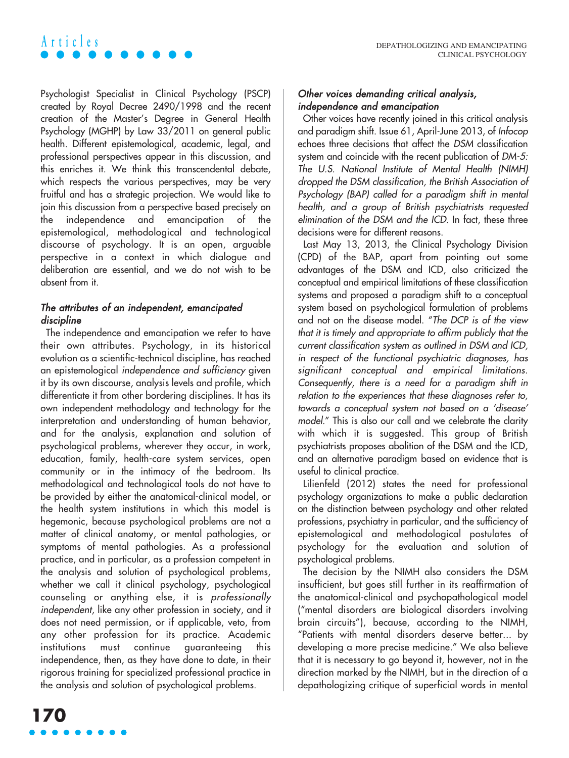Psychologist Specialist in Clinical Psychology (PSCP) created by Royal Decree 2490/1998 and the recent creation of the Master's Degree in General Health Psychology (MGHP) by Law 33/2011 on general public health. Different epistemological, academic, legal, and professional perspectives appear in this discussion, and this enriches it. We think this transcendental debate, which respects the various perspectives, may be very fruitful and has a strategic projection. We would like to join this discussion from a perspective based precisely on the independence and emancipation of the epistemological, methodological and technological discourse of psychology. It is an open, arguable perspective in a context in which dialogue and deliberation are essential, and we do not wish to be absent from it.

### *The attributes of an independent, emancipated discipline*

The independence and emancipation we refer to have their own attributes. Psychology, in its historical evolution as a scientific-technical discipline, has reached an epistemological *independence and sufficiency* given it by its own discourse, analysis levels and profile, which differentiate it from other bordering disciplines. It has its own independent methodology and technology for the interpretation and understanding of human behavior, and for the analysis, explanation and solution of psychological problems, wherever they occur, in work, education, family, health-care system services, open community or in the intimacy of the bedroom. Its methodological and technological tools do not have to be provided by either the anatomical-clinical model, or the health system institutions in which this model is hegemonic, because psychological problems are not a matter of clinical anatomy, or mental pathologies, or symptoms of mental pathologies. As a professional practice, and in particular, as a profession competent in the analysis and solution of psychological problems, whether we call it clinical psychology, psychological counseling or anything else, it is *professionally independent*, like any other profession in society, and it does not need permission, or if applicable, veto, from any other profession for its practice. Academic institutions must continue guaranteeing this independence, then, as they have done to date, in their rigorous training for specialized professional practice in the analysis and solution of psychological problems.

### *Other voices demanding critical analysis, independence and emancipation*

Other voices have recently joined in this critical analysis and paradigm shift. Issue 61, April-June 2013, of *Infocop* echoes three decisions that affect the *DSM* classification system and coincide with the recent publication of *DM-5: The U.S. National Institute of Mental Health (NIMH) dropped the DSM classification, the British Association of Psychology (BAP) called for a paradigm shift in mental health, and a group of British psychiatrists requested elimination of the DSM and the ICD*. In fact, these three decisions were for different reasons.

Last May 13, 2013, the Clinical Psychology Division (CPD) of the BAP, apart from pointing out some advantages of the DSM and ICD, also criticized the conceptual and empirical limitations of these classification systems and proposed a paradigm shift to a conceptual system based on psychological formulation of problems and not on the disease model. "*The DCP is of the view that it is timely and appropriate to affirm publicly that the current classification system as outlined in DSM and ICD, in respect of the functional psychiatric diagnoses, has significant conceptual and empirical limitations. Consequently, there is a need for a paradigm shift in relation to the experiences that these diagnoses refer to, towards a conceptual system not based on a 'disease' model.*" This is also our call and we celebrate the clarity with which it is suggested. This group of British psychiatrists proposes abolition of the DSM and the ICD, and an alternative paradigm based on evidence that is useful to clinical practice.

Lilienfeld (2012) states the need for professional psychology organizations to make a public declaration on the distinction between psychology and other related professions, psychiatry in particular, and the sufficiency of epistemological and methodological postulates of psychology for the evaluation and solution of psychological problems.

The decision by the NIMH also considers the DSM insufficient, but goes still further in its reaffirmation of the anatomical-clinical and psychopathological model ("mental disorders are biological disorders involving brain circuits"), because, according to the NIMH, "Patients with mental disorders deserve better... by developing a more precise medicine." We also believe that it is necessary to go beyond it, however, not in the direction marked by the NIMH, but in the direction of a depathologizing critique of superficial words in mental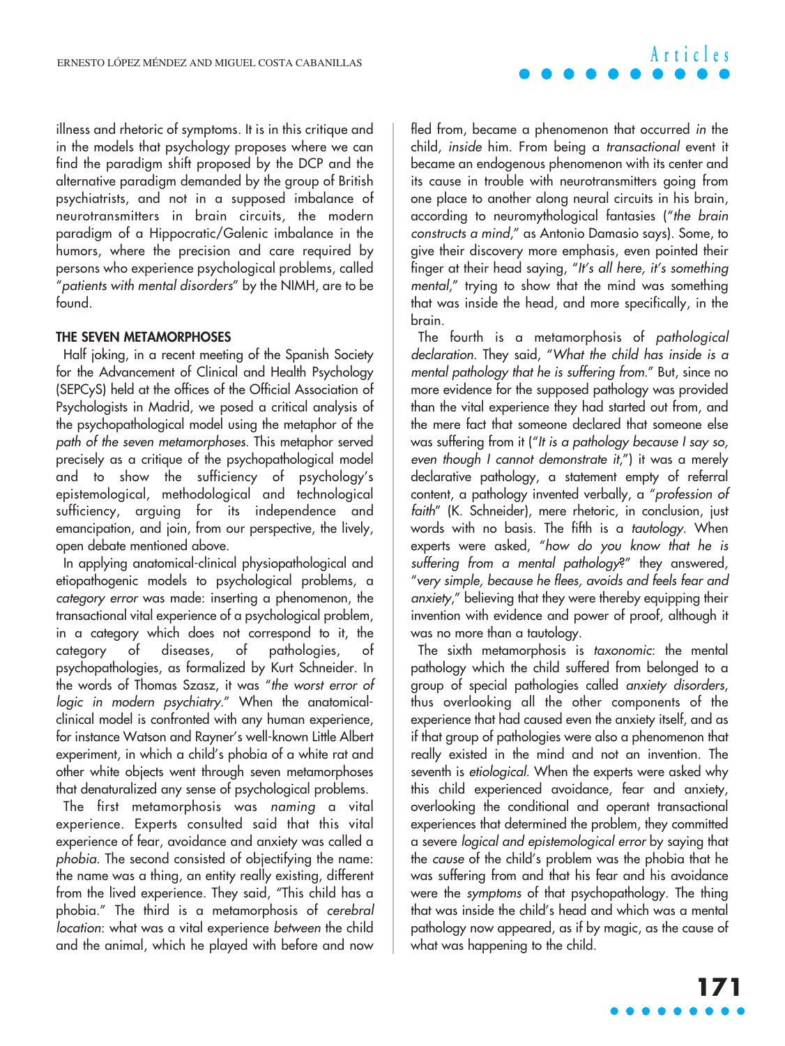illness and rhetoric of symptoms. It is in this critique and in the models that psychology proposes where we can find the paradigm shift proposed by the DCP and the alternative paradigm demanded by the group of British psychiatrists, and not in a supposed imbalance of neurotransmitters in brain circuits, the modern paradigm of a Hippocratic/Galenic imbalance in the humors, where the precision and care required by persons who experience psychological problems, called "*patients with mental disorders*" by the NIMH, are to be found.

## THE SEVEN METAMORPHOSES

Half joking, in a recent meeting of the Spanish Society for the Advancement of Clinical and Health Psychology (SEPCyS) held at the offices of the Official Association of Psychologists in Madrid, we posed a critical analysis of the psychopathological model using the metaphor of the *path of the seven metamorphoses*. This metaphor served precisely as a critique of the psychopathological model and to show the sufficiency of psychology's epistemological, methodological and technological sufficiency, arguing for its independence and emancipation, and join, from our perspective, the lively, open debate mentioned above.

In applying anatomical-clinical physiopathological and etiopathogenic models to psychological problems, a *category error* was made: inserting a phenomenon, the transactional vital experience of a psychological problem, in a category which does not correspond to it, the category of diseases, of pathologies, of psychopathologies, as formalized by Kurt Schneider. In the words of Thomas Szasz, it was "*the worst error of logic in modern psychiatry*." When the anatomical-clinical model is confronted with any human experience, for instance Watson and Rayner's well-known Little Albert experiment, in which a child's phobia of a white rat and other white objects went through seven metamorphoses that denaturalized any sense of psychological problems.

The first metamorphosis was *naming* a vital experience. Experts consulted said that this vital experience of fear, avoidance and anxiety was called a *phobia*. The second consisted of objectifying the name: the name was a thing, an entity really existing, different from the lived experience. They said, "This child has a phobia." The third is a metamorphosis of *cerebral location*: what was a vital experience *between* the child and the animal, which he played with before and now fled from, became a phenomenon that occurred *in* the child, *inside* him. From being a *transactional* event it became an endogenous phenomenon with its center and its cause in trouble with neurotransmitters going from one place to another along neural circuits in his brain, according to neuromythological fantasies ("*the brain constructs a mind*," as Antonio Damasio says). Some, to give their discovery more emphasis, even pointed their finger at their head saying, "*It's all here, it's something mental*," trying to show that the mind was something that was inside the head, and more specifically, in the brain.

The fourth is a metamorphosis of *pathological declaration*. They said, "*What the child has inside is a mental pathology that he is suffering from*." But, since no more evidence for the supposed pathology was provided than the vital experience they had started out from, and the mere fact that someone declared that someone else was suffering from it ("*It is a pathology because I say so, even though I cannot demonstrate it*,") it was a merely declarative pathology, a statement empty of referral content, a pathology invented verbally, a "*profession of faith*" (K. Schneider), mere rhetoric, in conclusion, just words with no basis. The fifth is a *tautology*. When experts were asked, "*how do you know that he is suffering from a mental pathology?*" they answered, "*very simple, because he flees, avoids and feels fear and anxiety*," believing that they were thereby equipping their invention with evidence and power of proof, although it was no more than a tautology.

The sixth metamorphosis is *taxonomic*: the mental pathology which the child suffered from belonged to a group of special pathologies called *anxiety disorders*, thus overlooking all the other components of the experience that had caused even the anxiety itself, and as if that group of pathologies were also a phenomenon that really existed in the mind and not an invention. The seventh is *etiological*. When the experts were asked why this child experienced avoidance, fear and anxiety, overlooking the conditional and operant transactional experiences that determined the problem, they committed a severe *logical and epistemological error* by saying that the *cause* of the child's problem was the phobia that he was suffering from and that his fear and his avoidance were the *symptoms* of that psychopathology. The thing that was inside the child's head and which was a mental pathology now appeared, as if by magic, as the cause of what was happening to the child.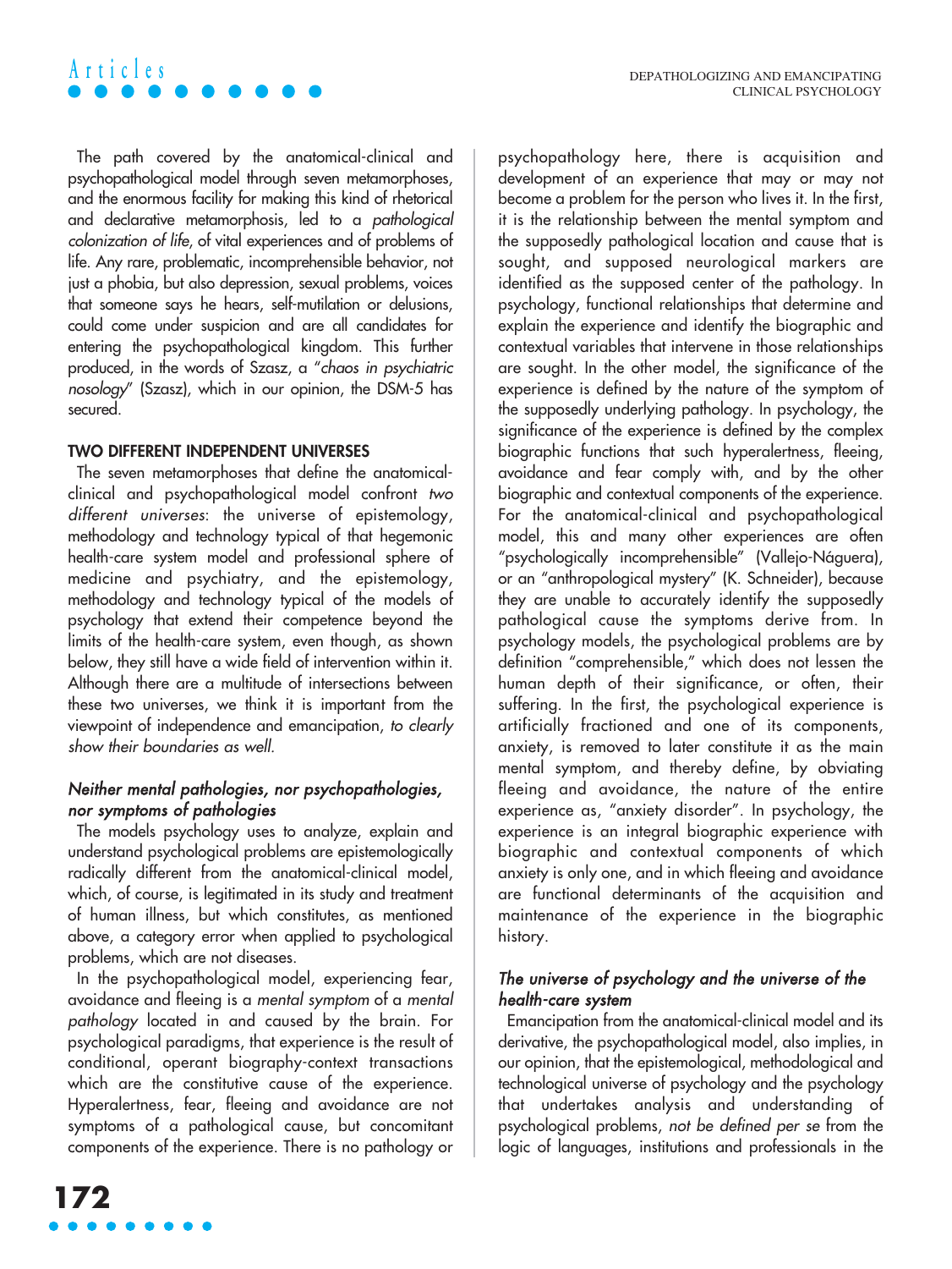The path covered by the anatomical-clinical and psychopathological model through seven metamorphoses, and the enormous facility for making this kind of rhetorical and declarative metamorphosis, led to a *pathological colonization of life*, of vital experiences and of problems of life. Any rare, problematic, incomprehensible behavior, not just a phobia, but also depression, sexual problems, voices that someone says he hears, self-mutilation or delusions, could come under suspicion and are all candidates for entering the psychopathological kingdom. This further produced, in the words of Szasz, a "*chaos in psychiatric nosology*" (Szasz), which in our opinion, the DSM-5 has secured.

## TWO DIFFERENT INDEPENDENT UNIVERSES

The seven metamorphoses that define the anatomical-clinical and psychopathological model confront *two different universes*: the universe of epistemology, methodology and technology typical of that hegemonic health-care system model and professional sphere of medicine and psychiatry, and the epistemology, methodology and technology typical of the models of psychology that extend their competence beyond the limits of the health-care system, even though, as shown below, they still have a wide field of intervention within it. Although there are a multitude of intersections between these two universes, we think it is important from the viewpoint of independence and emancipation, *to clearly show their boundaries as well.*

### *Neither mental pathologies, nor psychopathologies, nor symptoms of pathologies*

The models psychology uses to analyze, explain and understand psychological problems are epistemologically radically different from the anatomical-clinical model, which, of course, is legitimated in its study and treatment of human illness, but which constitutes, as mentioned above, a category error when applied to psychological problems, which are not diseases.

In the psychopathological model, experiencing fear, avoidance and fleeing is a *mental symptom* of a *mental pathology* located in and caused by the brain. For psychological paradigms, that experience is the result of conditional, operant biography-context transactions which are the constitutive cause of the experience. Hyperalertness, fear, fleeing and avoidance are not symptoms of a pathological cause, but concomitant components of the experience. There is no pathology or psychopathology here, there is acquisition and development of an experience that may or may not become a problem for the person who lives it. In the first, it is the relationship between the mental symptom and the supposedly pathological location and cause that is sought, and supposed neurological markers are identified as the supposed center of the pathology. In psychology, functional relationships that determine and explain the experience and identify the biographic and contextual variables that intervene in those relationships are sought. In the other model, the significance of the experience is defined by the nature of the symptom of the supposedly underlying pathology. In psychology, the significance of the experience is defined by the complex biographic functions that such hyperalertness, fleeing, avoidance and fear comply with, and by the other biographic and contextual components of the experience. For the anatomical-clinical and psychopathological model, this and many other experiences are often "psychologically incomprehensible" (Vallejo-Náguera), or an "anthropological mystery" (K. Schneider), because they are unable to accurately identify the supposedly pathological cause the symptoms derive from. In psychology models, the psychological problems are by definition "comprehensible," which does not lessen the human depth of their significance, or often, their suffering. In the first, the psychological experience is artificially fractioned and one of its components, anxiety, is removed to later constitute it as the main mental symptom, and thereby define, by obviating fleeing and avoidance, the nature of the entire experience as, "anxiety disorder". In psychology, the experience is an integral biographic experience with biographic and contextual components of which anxiety is only one, and in which fleeing and avoidance are functional determinants of the acquisition and maintenance of the experience in the biographic history.

### *The universe of psychology and the universe of the health-care system*

Emancipation from the anatomical-clinical model and its derivative, the psychopathological model, also implies, in our opinion, that the epistemological, methodological and technological universe of psychology and the psychology that undertakes analysis and understanding of psychological problems, *not be defined per se* from the logic of languages, institutions and professionals in the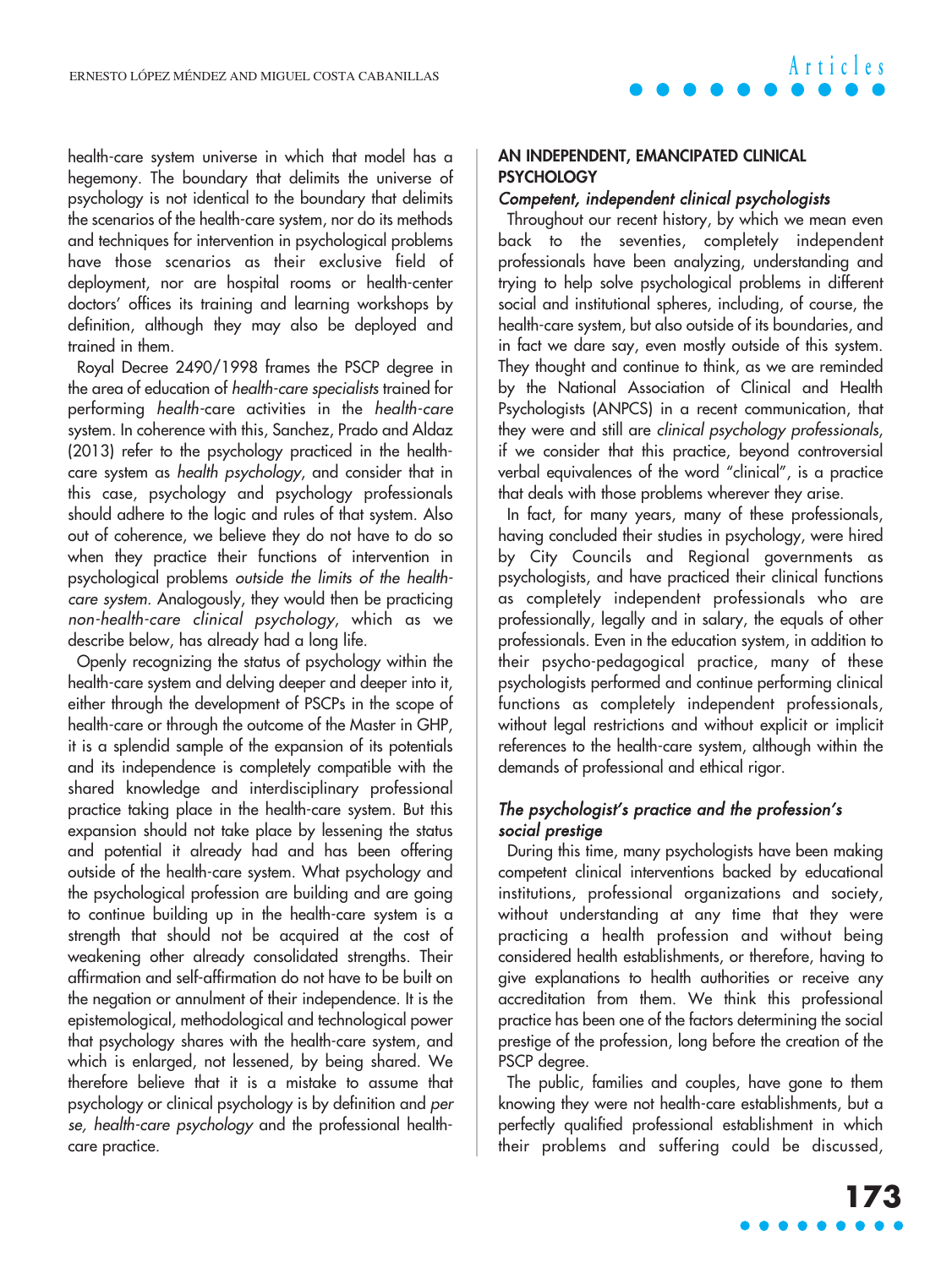health-care system universe in which that model has a hegemony. The boundary that delimits the universe of psychology is not identical to the boundary that delimits the scenarios of the health-care system, nor do its methods and techniques for intervention in psychological problems have those scenarios as their exclusive field of deployment, nor are hospital rooms or health-center doctors' offices its training and learning workshops by definition, although they may also be deployed and trained in them.

Royal Decree 2490/1998 frames the PSCP degree in the area of education of *health-care specialists* trained for performing *health*-care activities in the *health-care* system. In coherence with this, Sanchez, Prado and Aldaz (2013) refer to the psychology practiced in the health-care system as *health psychology*, and consider that in this case, psychology and psychology professionals should adhere to the logic and rules of that system. Also out of coherence, we believe they do not have to do so when they practice their functions of intervention in psychological problems *outside the limits of the health-care system*. Analogously, they would then be practicing *non-health-care clinical psychology*, which as we describe below, has already had a long life.

Openly recognizing the status of psychology within the health-care system and delving deeper and deeper into it, either through the development of PSCPs in the scope of health-care or through the outcome of the Master in GHP, it is a splendid sample of the expansion of its potentials and its independence is completely compatible with the shared knowledge and interdisciplinary professional practice taking place in the health-care system. But this expansion should not take place by lessening the status and potential it already had and has been offering outside of the health-care system. What psychology and the psychological profession are building and are going to continue building up in the health-care system is a strength that should not be acquired at the cost of weakening other already consolidated strengths. Their affirmation and self-affirmation do not have to be built on the negation or annulment of their independence. It is the epistemological, methodological and technological power that psychology shares with the health-care system, and which is enlarged, not lessened, by being shared. We therefore believe that it is a mistake to assume that psychology or clinical psychology is by definition and *per se, health-care psychology* and the professional health-care practice.

## AN INDEPENDENT, EMANCIPATED CLINICAL PSYCHOLOGY

### *Competent, independent clinical psychologists*

Throughout our recent history, by which we mean even back to the seventies, completely independent professionals have been analyzing, understanding and trying to help solve psychological problems in different social and institutional spheres, including, of course, the health-care system, but also outside of its boundaries, and in fact we dare say, even mostly outside of this system. They thought and continue to think, as we are reminded by the National Association of Clinical and Health Psychologists (ANPCS) in a recent communication, that they were and still are *clinical psychology professionals*, if we consider that this practice, beyond controversial verbal equivalences of the word "clinical", is a practice that deals with those problems wherever they arise.

In fact, for many years, many of these professionals, having concluded their studies in psychology, were hired by City Councils and Regional governments as psychologists, and have practiced their clinical functions as completely independent professionals who are professionally, legally and in salary, the equals of other professionals. Even in the education system, in addition to their psycho-pedagogical practice, many of these psychologists performed and continue performing clinical functions as completely independent professionals, without legal restrictions and without explicit or implicit references to the health-care system, although within the demands of professional and ethical rigor.

### *The psychologist's practice and the profession's social prestige*

During this time, many psychologists have been making competent clinical interventions backed by educational institutions, professional organizations and society, without understanding at any time that they were practicing a health profession and without being considered health establishments, or therefore, having to give explanations to health authorities or receive any accreditation from them. We think this professional practice has been one of the factors determining the social prestige of the profession, long before the creation of the PSCP degree.

The public, families and couples, have gone to them knowing they were not health-care establishments, but a perfectly qualified professional establishment in which their problems and suffering could be discussed,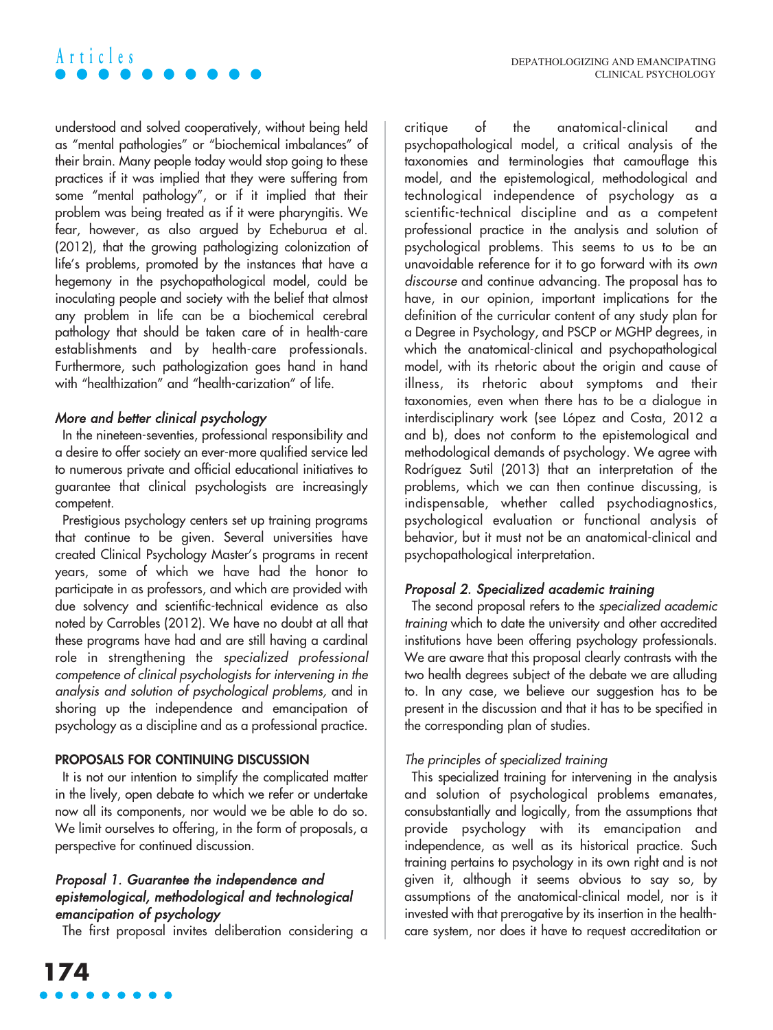understood and solved cooperatively, without being held as "mental pathologies" or "biochemical imbalances" of their brain. Many people today would stop going to these practices if it was implied that they were suffering from some "mental pathology", or if it implied that their problem was being treated as if it were pharyngitis. We fear, however, as also argued by Echeburua et al. (2012), that the growing pathologizing colonization of life's problems, promoted by the instances that have a hegemony in the psychopathological model, could be inoculating people and society with the belief that almost any problem in life can be a biochemical cerebral pathology that should be taken care of in health-care establishments and by health-care professionals. Furthermore, such pathologization goes hand in hand with "healthization" and "health-carization" of life.

### *More and better clinical psychology*

In the nineteen-seventies, professional responsibility and a desire to offer society an ever-more qualified service led to numerous private and official educational initiatives to guarantee that clinical psychologists are increasingly competent.

Prestigious psychology centers set up training programs that continue to be given. Several universities have created Clinical Psychology Master's programs in recent years, some of which we have had the honor to participate in as professors, and which are provided with due solvency and scientific-technical evidence as also noted by Carrobles (2012). We have no doubt at all that these programs have had and are still having a cardinal role in strengthening the *specialized professional competence of clinical psychologists for intervening in the analysis and solution of psychological problems,* and in shoring up the independence and emancipation of psychology as a discipline and as a professional practice.

## PROPOSALS FOR CONTINUING DISCUSSION

It is not our intention to simplify the complicated matter in the lively, open debate to which we refer or undertake now all its components, nor would we be able to do so. We limit ourselves to offering, in the form of proposals, a perspective for continued discussion.

### *Proposal 1. Guarantee the independence and epistemological, methodological and technological emancipation of psychology*

The first proposal invites deliberation considering a critique of the anatomical-clinical and psychopathological model, a critical analysis of the taxonomies and terminologies that camouflage this model, and the epistemological, methodological and technological independence of psychology as a scientific-technical discipline and as a competent professional practice in the analysis and solution of psychological problems. This seems to us to be an unavoidable reference for it to go forward with its *own discourse* and continue advancing. The proposal has to have, in our opinion, important implications for the definition of the curricular content of any study plan for a Degree in Psychology, and PSCP or MGHP degrees, in which the anatomical-clinical and psychopathological model, with its rhetoric about the origin and cause of illness, its rhetoric about symptoms and their taxonomies, even when there has to be a dialogue in interdisciplinary work (see López and Costa, 2012 a and b), does not conform to the epistemological and methodological demands of psychology. We agree with Rodríguez Sutil (2013) that an interpretation of the problems, which we can then continue discussing, is indispensable, whether called psychodiagnostics, psychological evaluation or functional analysis of behavior, but it must not be an anatomical-clinical and psychopathological interpretation.

### *Proposal 2. Specialized academic training*

The second proposal refers to the *specialized academic training* which to date the university and other accredited institutions have been offering psychology professionals. We are aware that this proposal clearly contrasts with the two health degrees subject of the debate we are alluding to. In any case, we believe our suggestion has to be present in the discussion and that it has to be specified in the corresponding plan of studies.

#### *The principles of specialized training*

This specialized training for intervening in the analysis and solution of psychological problems emanates, consubstantially and logically, from the assumptions that provide psychology with its emancipation and independence, as well as its historical practice. Such training pertains to psychology in its own right and is not given it, although it seems obvious to say so, by assumptions of the anatomical-clinical model, nor is it invested with that prerogative by its insertion in the health-care system, nor does it have to request accreditation or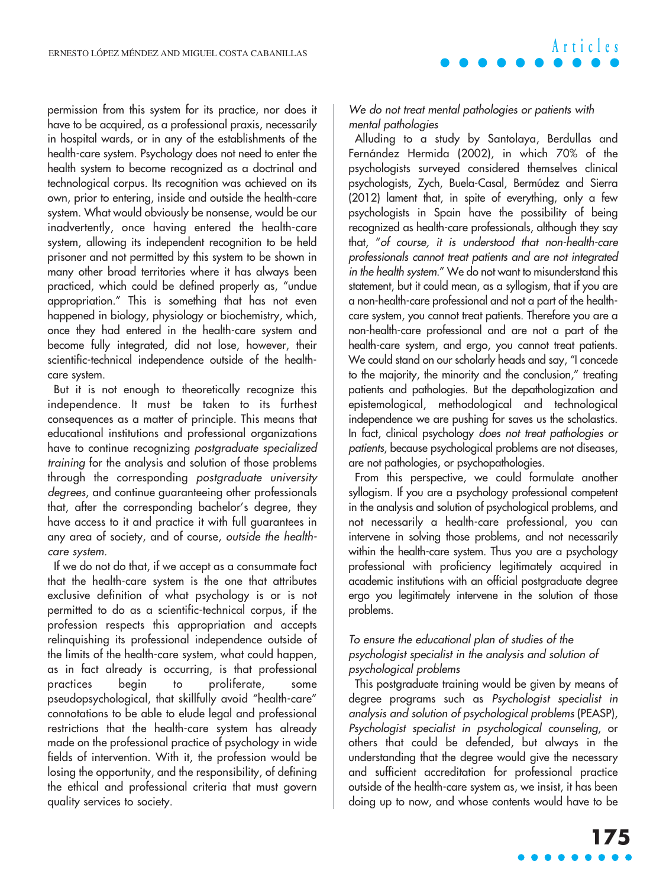permission from this system for its practice, nor does it have to be acquired, as a professional praxis, necessarily in hospital wards, or in any of the establishments of the health-care system. Psychology does not need to enter the health system to become recognized as a doctrinal and technological corpus. Its recognition was achieved on its own, prior to entering, inside and outside the health-care system. What would obviously be nonsense, would be our inadvertently, once having entered the health-care system, allowing its independent recognition to be held prisoner and not permitted by this system to be shown in many other broad territories where it has always been practiced, which could be defined properly as, "undue appropriation." This is something that has not even happened in biology, physiology or biochemistry, which, once they had entered in the health-care system and become fully integrated, did not lose, however, their scientific-technical independence outside of the health-care system.

But it is not enough to theoretically recognize this independence. It must be taken to its furthest consequences as a matter of principle. This means that educational institutions and professional organizations have to continue recognizing *postgraduate specialized training* for the analysis and solution of those problems through the corresponding *postgraduate university degrees*, and continue guaranteeing other professionals that, after the corresponding bachelor's degree, they have access to it and practice it with full guarantees in any area of society, and of course, *outside the health-care system.*

If we do not do that, if we accept as a consummate fact that the health-care system is the one that attributes exclusive definition of what psychology is or is not permitted to do as a scientific-technical corpus, if the profession respects this appropriation and accepts relinquishing its professional independence outside of the limits of the health-care system, what could happen, as in fact already is occurring, is that professional practices begin to proliferate, some pseudopsychological, that skillfully avoid "health-care" connotations to be able to elude legal and professional restrictions that the health-care system has already made on the professional practice of psychology in wide fields of intervention. With it, the profession would be losing the opportunity, and the responsibility, of defining the ethical and professional criteria that must govern quality services to society.

### *We do not treat mental pathologies or patients with mental pathologies*

Alluding to a study by Santolaya, Berdullas and Fernández Hermida (2002), in which 70% of the psychologists surveyed considered themselves clinical psychologists, Zych, Buela-Casal, Bermúdez and Sierra (2012) lament that, in spite of everything, only a few psychologists in Spain have the possibility of being recognized as health-care professionals, although they say that, "*of course, it is understood that non-health-care professionals cannot treat patients and are not integrated in the health system.*" We do not want to misunderstand this statement, but it could mean, as a syllogism, that if you are a non-health-care professional and not a part of the health-care system, you cannot treat patients. Therefore you are a non-health-care professional and are not a part of the health-care system, and ergo, you cannot treat patients. We could stand on our scholarly heads and say, "I concede to the majority, the minority and the conclusion," treating patients and pathologies. But the depathologization and epistemological, methodological and technological independence we are pushing for saves us the scholastics. In fact, clinical psychology *does not treat pathologies or patients*, because psychological problems are not diseases, are not pathologies, or psychopathologies.

From this perspective, we could formulate another syllogism. If you are a psychology professional competent in the analysis and solution of psychological problems, and not necessarily a health-care professional, you can intervene in solving those problems, and not necessarily within the health-care system. Thus you are a psychology professional with proficiency legitimately acquired in academic institutions with an official postgraduate degree ergo you legitimately intervene in the solution of those problems.

### *To ensure the educational plan of studies of the psychologist specialist in the analysis and solution of psychological problems*

This postgraduate training would be given by means of degree programs such as *Psychologist specialist in analysis and solution of psychological problems* (PEASP), *Psychologist specialist in psychological counseling*, or others that could be defended, but always in the understanding that the degree would give the necessary and sufficient accreditation for professional practice outside of the health-care system as, we insist, it has been doing up to now, and whose contents would have to be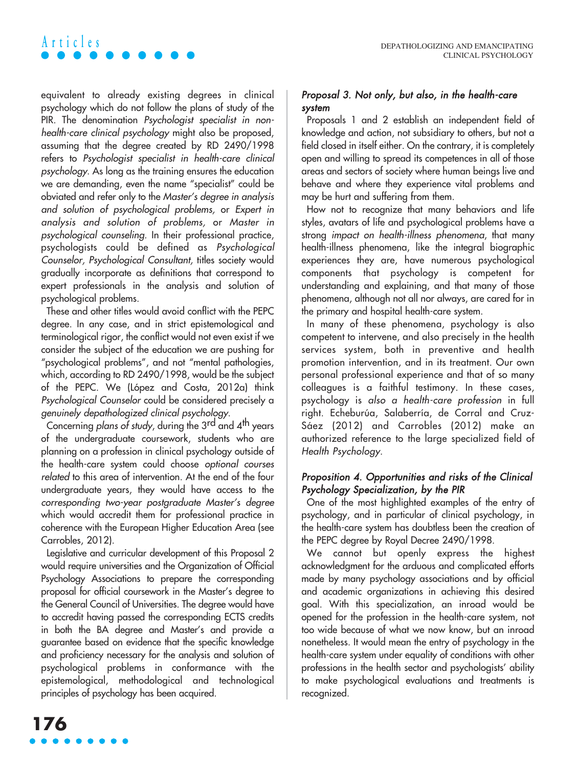equivalent to already existing degrees in clinical psychology which do not follow the plans of study of the PIR. The denomination *Psychologist specialist in non-health-care clinical psychology* might also be proposed, assuming that the degree created by RD 2490/1998 refers to *Psychologist specialist in health-care clinical psychology*. As long as the training ensures the education we are demanding, even the name "specialist" could be obviated and refer only to the *Master's degree in analysis and solution of psychological problems*, or *Expert in analysis and solution of problems*, or *Master in psychological counseling*. In their professional practice, psychologists could be defined as *Psychological Counselor, Psychological Consultant,* titles society would gradually incorporate as definitions that correspond to expert professionals in the analysis and solution of psychological problems.

These and other titles would avoid conflict with the PEPC degree. In any case, and in strict epistemological and terminological rigor, the conflict would not even exist if we consider the subject of the education we are pushing for "psychological problems", and not "mental pathologies, which, according to RD 2490/1998, would be the subject of the PEPC. We (López and Costa, 2012a) think *Psychological Counselor* could be considered precisely a *genuinely depathologized clinical psychology*.

Concerning *plans of study*, during the 3rd and 4th years of the undergraduate coursework, students who are planning on a profession in clinical psychology outside of the health-care system could choose *optional courses related* to this area of intervention. At the end of the four undergraduate years, they would have access to the *corresponding two-year postgraduate Master's degree* which would accredit them for professional practice in coherence with the European Higher Education Area (see Carrobles, 2012).

Legislative and curricular development of this Proposal 2 would require universities and the Organization of Official Psychology Associations to prepare the corresponding proposal for official coursework in the Master's degree to the General Council of Universities. The degree would have to accredit having passed the corresponding ECTS credits in both the BA degree and Master's and provide a guarantee based on evidence that the specific knowledge and proficiency necessary for the analysis and solution of psychological problems in conformance with the epistemological, methodological and technological principles of psychology has been acquired.

### *Proposal 3. Not only, but also, in the health-care system*

Proposals 1 and 2 establish an independent field of knowledge and action, not subsidiary to others, but not a field closed in itself either. On the contrary, it is completely open and willing to spread its competences in all of those areas and sectors of society where human beings live and behave and where they experience vital problems and may be hurt and suffering from them.

How not to recognize that many behaviors and life styles, avatars of life and psychological problems have a strong *impact on health-illness phenomena*, that many health-illness phenomena, like the integral biographic experiences they are, have numerous psychological components that psychology is competent for understanding and explaining, and that many of those phenomena, although not all nor always, are cared for in the primary and hospital health-care system.

In many of these phenomena, psychology is also competent to intervene, and also precisely in the health services system, both in preventive and health promotion intervention, and in its treatment. Our own personal professional experience and that of so many colleagues is a faithful testimony. In these cases, psychology is *also a health-care profession* in full right. Echeburúa, Salaberría, de Corral and Cruz-Sáez (2012) and Carrobles (2012) make an authorized reference to the large specialized field of *Health Psychology*.

### *Proposition 4. Opportunities and risks of the Clinical Psychology Specialization, by the PIR*

One of the most highlighted examples of the entry of psychology, and in particular of clinical psychology, in the health-care system has doubtless been the creation of the PEPC degree by Royal Decree 2490/1998.

We cannot but openly express the highest acknowledgment for the arduous and complicated efforts made by many psychology associations and by official and academic organizations in achieving this desired goal. With this specialization, an inroad would be opened for the profession in the health-care system, not too wide because of what we now know, but an inroad nonetheless. It would mean the entry of psychology in the health-care system under equality of conditions with other professions in the health sector and psychologists' ability to make psychological evaluations and treatments is recognized.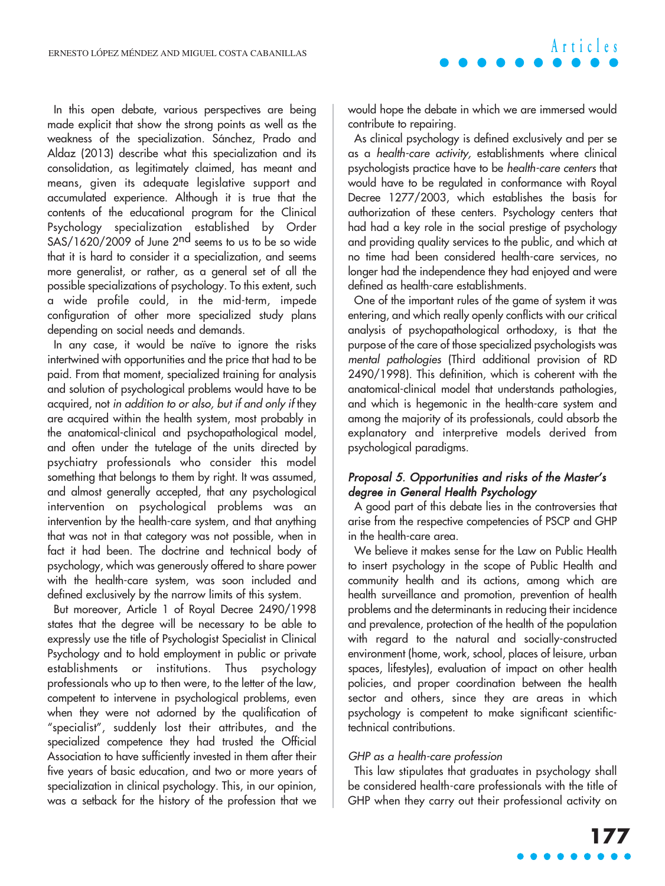In this open debate, various perspectives are being made explicit that show the strong points as well as the weakness of the specialization. Sánchez, Prado and Aldaz (2013) describe what this specialization and its consolidation, as legitimately claimed, has meant and means, given its adequate legislative support and accumulated experience. Although it is true that the contents of the educational program for the Clinical Psychology specialization established by Order SAS/1620/2009 of June 2nd seems to us to be so wide that it is hard to consider it a specialization, and seems more generalist, or rather, as a general set of all the possible specializations of psychology. To this extent, such a wide profile could, in the mid-term, impede configuration of other more specialized study plans depending on social needs and demands.

In any case, it would be naïve to ignore the risks intertwined with opportunities and the price that had to be paid. From that moment, specialized training for analysis and solution of psychological problems would have to be acquired, not *in addition to or also, but if and only if* they are acquired within the health system, most probably in the anatomical-clinical and psychopathological model, and often under the tutelage of the units directed by psychiatry professionals who consider this model something that belongs to them by right. It was assumed, and almost generally accepted, that any psychological intervention on psychological problems was an intervention by the health-care system, and that anything that was not in that category was not possible, when in fact it had been. The doctrine and technical body of psychology, which was generously offered to share power with the health-care system, was soon included and defined exclusively by the narrow limits of this system.

But moreover, Article 1 of Royal Decree 2490/1998 states that the degree will be necessary to be able to expressly use the title of Psychologist Specialist in Clinical Psychology and to hold employment in public or private establishments or institutions. Thus psychology professionals who up to then were, to the letter of the law, competent to intervene in psychological problems, even when they were not adorned by the qualification of "specialist", suddenly lost their attributes, and the specialized competence they had trusted the Official Association to have sufficiently invested in them after their five years of basic education, and two or more years of specialization in clinical psychology. This, in our opinion, was a setback for the history of the profession that we would hope the debate in which we are immersed would contribute to repairing.

As clinical psychology is defined exclusively and per se as a *health-care activity*, establishments where clinical psychologists practice have to be *health-care centers* that would have to be regulated in conformance with Royal Decree 1277/2003, which establishes the basis for authorization of these centers. Psychology centers that had had a key role in the social prestige of psychology and providing quality services to the public, and which at no time had been considered health-care services, no longer had the independence they had enjoyed and were defined as health-care establishments.

One of the important rules of the game of system it was entering, and which really openly conflicts with our critical analysis of psychopathological orthodoxy, is that the purpose of the care of those specialized psychologists was *mental pathologies* (Third additional provision of RD 2490/1998). This definition, which is coherent with the anatomical-clinical model that understands pathologies, and which is hegemonic in the health-care system and among the majority of its professionals, could absorb the explanatory and interpretive models derived from psychological paradigms.

### *Proposal 5. Opportunities and risks of the Master's degree in General Health Psychology*

A good part of this debate lies in the controversies that arise from the respective competencies of PSCP and GHP in the health-care area.

We believe it makes sense for the Law on Public Health to insert psychology in the scope of Public Health and community health and its actions, among which are health surveillance and promotion, prevention of health problems and the determinants in reducing their incidence and prevalence, protection of the health of the population with regard to the natural and socially-constructed environment (home, work, school, places of leisure, urban spaces, lifestyles), evaluation of impact on other health policies, and proper coordination between the health sector and others, since they are areas in which psychology is competent to make significant scientific-technical contributions.

#### *GHP as a health-care profession*

This law stipulates that graduates in psychology shall be considered health-care professionals with the title of GHP when they carry out their professional activity on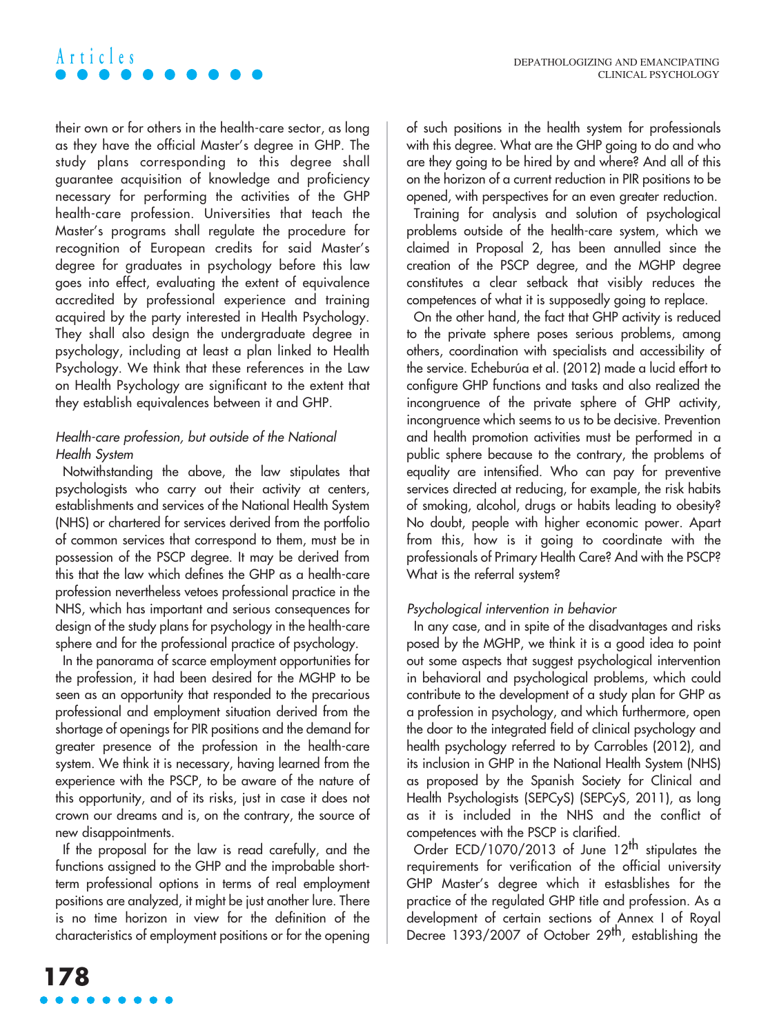their own or for others in the health-care sector, as long as they have the official Master's degree in GHP. The study plans corresponding to this degree shall guarantee acquisition of knowledge and proficiency necessary for performing the activities of the GHP health-care profession. Universities that teach the Master's programs shall regulate the procedure for recognition of European credits for said Master's degree for graduates in psychology before this law goes into effect, evaluating the extent of equivalence accredited by professional experience and training acquired by the party interested in Health Psychology. They shall also design the undergraduate degree in psychology, including at least a plan linked to Health Psychology. We think that these references in the Law on Health Psychology are significant to the extent that they establish equivalences between it and GHP.

### *Health-care profession, but outside of the National Health System*

Notwithstanding the above, the law stipulates that psychologists who carry out their activity at centers, establishments and services of the National Health System (NHS) or chartered for services derived from the portfolio of common services that correspond to them, must be in possession of the PSCP degree. It may be derived from this that the law which defines the GHP as a health-care profession nevertheless vetoes professional practice in the NHS, which has important and serious consequences for design of the study plans for psychology in the health-care sphere and for the professional practice of psychology.

In the panorama of scarce employment opportunities for the profession, it had been desired for the MGHP to be seen as an opportunity that responded to the precarious professional and employment situation derived from the shortage of openings for PIR positions and the demand for greater presence of the profession in the health-care system. We think it is necessary, having learned from the experience with the PSCP, to be aware of the nature of this opportunity, and of its risks, just in case it does not crown our dreams and is, on the contrary, the source of new disappointments.

If the proposal for the law is read carefully, and the functions assigned to the GHP and the improbable short-term professional options in terms of real employment positions are analyzed, it might be just another lure. There is no time horizon in view for the definition of the characteristics of employment positions or for the opening of such positions in the health system for professionals with this degree. What are the GHP going to do and who are they going to be hired by and where? And all of this on the horizon of a current reduction in PIR positions to be opened, with perspectives for an even greater reduction.

Training for analysis and solution of psychological problems outside of the health-care system, which we claimed in Proposal 2, has been annulled since the creation of the PSCP degree, and the MGHP degree constitutes a clear setback that visibly reduces the competences of what it is supposedly going to replace.

On the other hand, the fact that GHP activity is reduced to the private sphere poses serious problems, among others, coordination with specialists and accessibility of the service. Echeburúa et al. (2012) made a lucid effort to configure GHP functions and tasks and also realized the incongruence of the private sphere of GHP activity, incongruence which seems to us to be decisive. Prevention and health promotion activities must be performed in a public sphere because to the contrary, the problems of equality are intensified. Who can pay for preventive services directed at reducing, for example, the risk habits of smoking, alcohol, drugs or habits leading to obesity? No doubt, people with higher economic power. Apart from this, how is it going to coordinate with the professionals of Primary Health Care? And with the PSCP? What is the referral system?

### *Psychological intervention in behavior*

In any case, and in spite of the disadvantages and risks posed by the MGHP, we think it is a good idea to point out some aspects that suggest psychological intervention in behavioral and psychological problems, which could contribute to the development of a study plan for GHP as a profession in psychology, and which furthermore, open the door to the integrated field of clinical psychology and health psychology referred to by Carrobles (2012), and its inclusion in GHP in the National Health System (NHS) as proposed by the Spanish Society for Clinical and Health Psychologists (SEPCyS) (SEPCyS, 2011), as long as it is included in the NHS and the conflict of competences with the PSCP is clarified.

Order ECD/1070/2013 of June 12th stipulates the requirements for verification of the official university GHP Master's degree which it estasblishes for the practice of the regulated GHP title and profession. As a development of certain sections of Annex I of Royal Decree 1393/2007 of October 29th, establishing the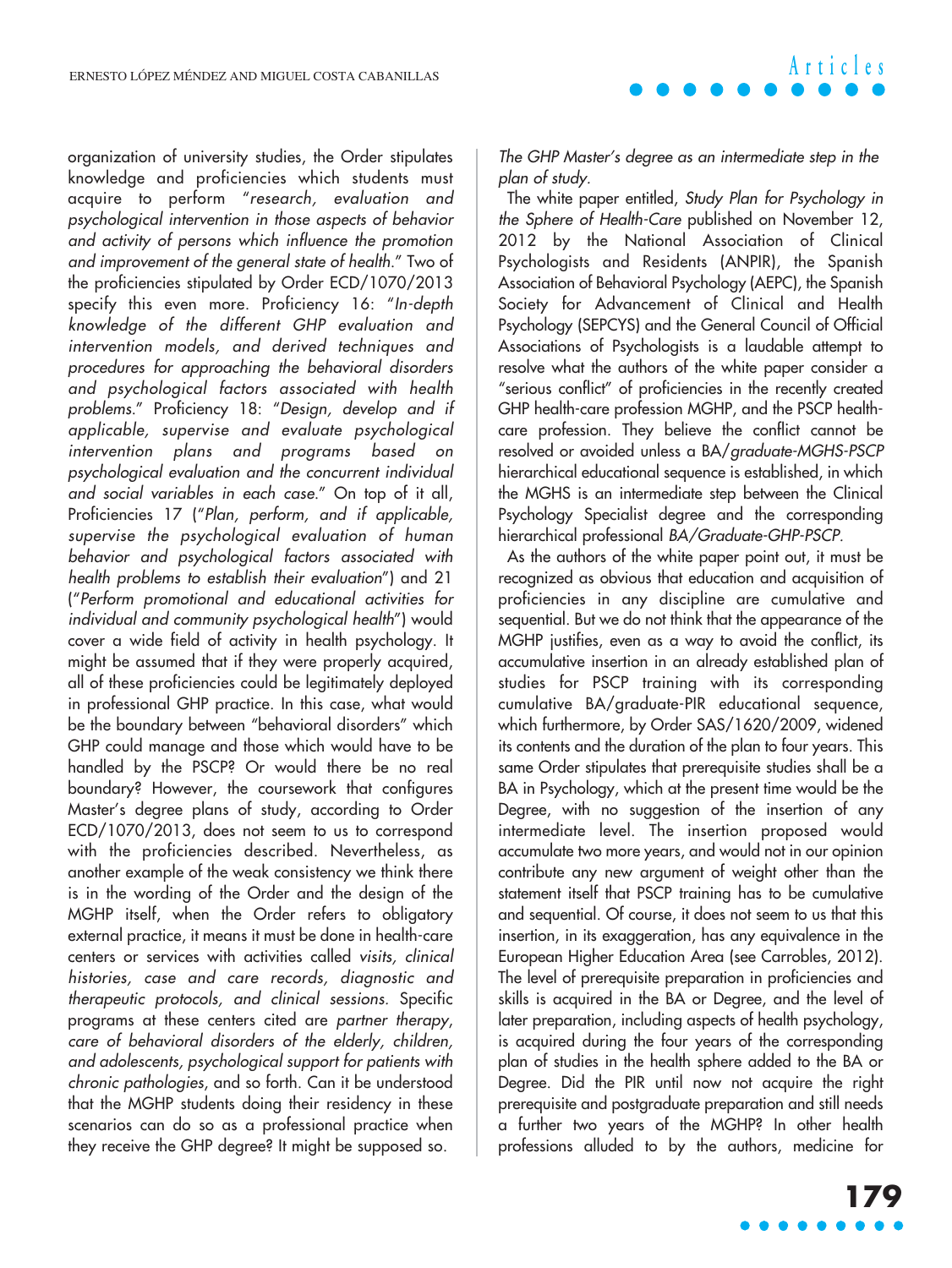organization of university studies, the Order stipulates knowledge and proficiencies which students must acquire to perform "*research, evaluation and psychological intervention in those aspects of behavior and activity of persons which influence the promotion and improvement of the general state of health*." Two of the proficiencies stipulated by Order ECD/1070/2013 specify this even more. Proficiency 16: "*In-depth knowledge of the different GHP evaluation and intervention models, and derived techniques and procedures for approaching the behavioral disorders and psychological factors associated with health problems*." Proficiency 18: "*Design, develop and if applicable, supervise and evaluate psychological intervention plans and programs based on psychological evaluation and the concurrent individual and social variables in each case*." On top of it all, Proficiencies 17 ("*Plan, perform, and if applicable, supervise the psychological evaluation of human behavior and psychological factors associated with health problems to establish their evaluation*") and 21 ("*Perform promotional and educational activities for individual and community psychological health*") would cover a wide field of activity in health psychology. It might be assumed that if they were properly acquired, all of these proficiencies could be legitimately deployed in professional GHP practice. In this case, what would be the boundary between "behavioral disorders" which GHP could manage and those which would have to be handled by the PSCP? Or would there be no real boundary? However, the coursework that configures Master's degree plans of study, according to Order ECD/1070/2013, does not seem to us to correspond with the proficiencies described. Nevertheless, as another example of the weak consistency we think there is in the wording of the Order and the design of the MGHP itself, when the Order refers to obligatory external practice, it means it must be done in health-care centers or services with activities called *visits, clinical histories, case and care records, diagnostic and therapeutic protocols, and clinical sessions.* Specific programs at these centers cited are *partner therapy, care of behavioral disorders of the elderly, children, and adolescents, psychological support for patients with chronic pathologies*, and so forth. Can it be understood that the MGHP students doing their residency in these scenarios can do so as a professional practice when they receive the GHP degree? It might be supposed so.

*The GHP Master's degree as an intermediate step in the plan of study.*

The white paper entitled, *Study Plan for Psychology in the Sphere of Health-Care* published on November 12, 2012 by the National Association of Clinical Psychologists and Residents (ANPIR), the Spanish Association of Behavioral Psychology (AEPC), the Spanish Society for Advancement of Clinical and Health Psychology (SEPCYS) and the General Council of Official Associations of Psychologists is a laudable attempt to resolve what the authors of the white paper consider a "serious conflict" of proficiencies in the recently created GHP health-care profession MGHP, and the PSCP health-care profession. They believe the conflict cannot be resolved or avoided unless a BA/*graduate-MGHS-PSCP* hierarchical educational sequence is established, in which the MGHS is an intermediate step between the Clinical Psychology Specialist degree and the corresponding hierarchical professional *BA/Graduate-GHP-PSCP*.

As the authors of the white paper point out, it must be recognized as obvious that education and acquisition of proficiencies in any discipline are cumulative and sequential. But we do not think that the appearance of the MGHP justifies, even as a way to avoid the conflict, its accumulative insertion in an already established plan of studies for PSCP training with its corresponding cumulative BA/graduate-PIR educational sequence, which furthermore, by Order SAS/1620/2009, widened its contents and the duration of the plan to four years. This same Order stipulates that prerequisite studies shall be a BA in Psychology, which at the present time would be the Degree, with no suggestion of the insertion of any intermediate level. The insertion proposed would accumulate two more years, and would not in our opinion contribute any new argument of weight other than the statement itself that PSCP training has to be cumulative and sequential. Of course, it does not seem to us that this insertion, in its exaggeration, has any equivalence in the European Higher Education Area (see Carrobles, 2012). The level of prerequisite preparation in proficiencies and skills is acquired in the BA or Degree, and the level of later preparation, including aspects of health psychology, is acquired during the four years of the corresponding plan of studies in the health sphere added to the BA or Degree. Did the PIR until now not acquire the right prerequisite and postgraduate preparation and still needs a further two years of the MGHP? In other health professions alluded to by the authors, medicine for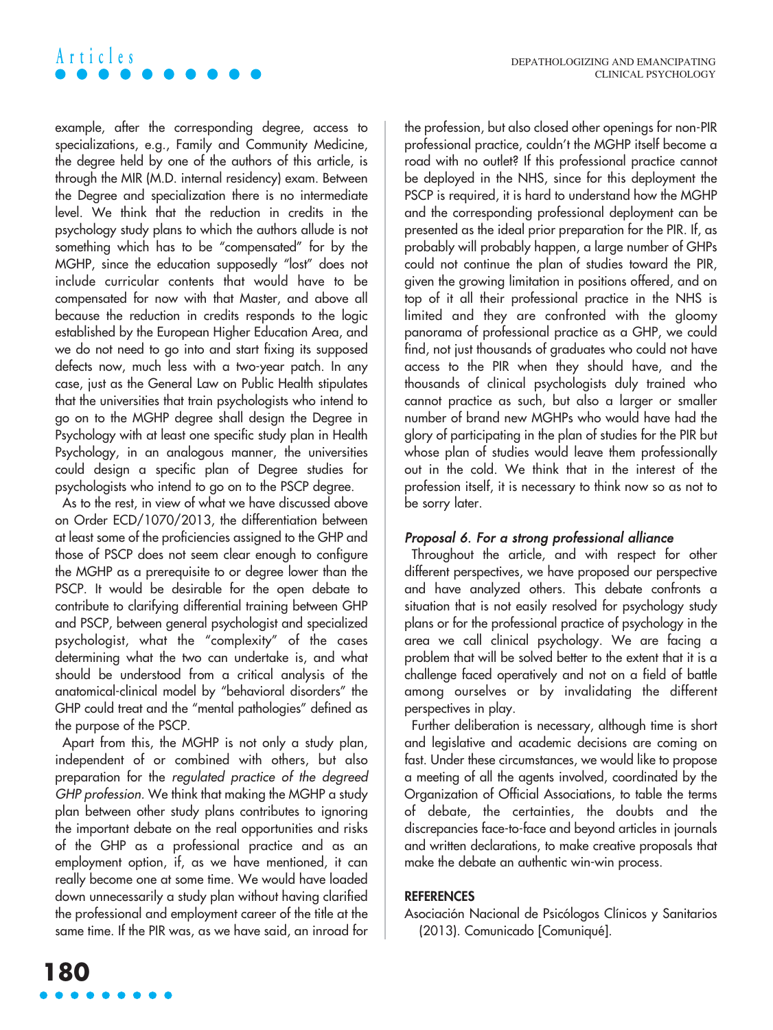example, after the corresponding degree, access to specializations, e.g., Family and Community Medicine, the degree held by one of the authors of this article, is through the MIR (M.D. internal residency) exam. Between the Degree and specialization there is no intermediate level. We think that the reduction in credits in the psychology study plans to which the authors allude is not something which has to be "compensated" for by the MGHP, since the education supposedly "lost" does not include curricular contents that would have to be compensated for now with that Master, and above all because the reduction in credits responds to the logic established by the European Higher Education Area, and we do not need to go into and start fixing its supposed defects now, much less with a two-year patch. In any case, just as the General Law on Public Health stipulates that the universities that train psychologists who intend to go on to the MGHP degree shall design the Degree in Psychology with at least one specific study plan in Health Psychology, in an analogous manner, the universities could design a specific plan of Degree studies for psychologists who intend to go on to the PSCP degree.

As to the rest, in view of what we have discussed above on Order ECD/1070/2013, the differentiation between at least some of the proficiencies assigned to the GHP and those of PSCP does not seem clear enough to configure the MGHP as a prerequisite to or degree lower than the PSCP. It would be desirable for the open debate to contribute to clarifying differential training between GHP and PSCP, between general psychologist and specialized psychologist, what the "complexity" of the cases determining what the two can undertake is, and what should be understood from a critical analysis of the anatomical-clinical model by "behavioral disorders" the GHP could treat and the "mental pathologies" defined as the purpose of the PSCP.

Apart from this, the MGHP is not only a study plan, independent of or combined with others, but also preparation for the *regulated practice of the degreed GHP profession.* We think that making the MGHP a study plan between other study plans contributes to ignoring the important debate on the real opportunities and risks of the GHP as a professional practice and as an employment option, if, as we have mentioned, it can really become one at some time. We would have loaded down unnecessarily a study plan without having clarified the professional and employment career of the title at the same time. If the PIR was, as we have said, an inroad for the profession, but also closed other openings for non-PIR professional practice, couldn't the MGHP itself become a road with no outlet? If this professional practice cannot be deployed in the NHS, since for this deployment the PSCP is required, it is hard to understand how the MGHP and the corresponding professional deployment can be presented as the ideal prior preparation for the PIR. If, as probably will probably happen, a large number of GHPs could not continue the plan of studies toward the PIR, given the growing limitation in positions offered, and on top of it all their professional practice in the NHS is limited and they are confronted with the gloomy panorama of professional practice as a GHP, we could find, not just thousands of graduates who could not have access to the PIR when they should have, and the thousands of clinical psychologists duly trained who cannot practice as such, but also a larger or smaller number of brand new MGHPs who would have had the glory of participating in the plan of studies for the PIR but whose plan of studies would leave them professionally out in the cold. We think that in the interest of the profession itself, it is necessary to think now so as not to be sorry later.

### *Proposal 6. For a strong professional alliance*

Throughout the article, and with respect for other different perspectives, we have proposed our perspective and have analyzed others. This debate confronts a situation that is not easily resolved for psychology study plans or for the professional practice of psychology in the area we call clinical psychology. We are facing a problem that will be solved better to the extent that it is a challenge faced operatively and not on a field of battle among ourselves or by invalidating the different perspectives in play.

Further deliberation is necessary, although time is short and legislative and academic decisions are coming on fast. Under these circumstances, we would like to propose a meeting of all the agents involved, coordinated by the Organization of Official Associations, to table the terms of debate, the certainties, the doubts and the discrepancies face-to-face and beyond articles in journals and written declarations, to make creative proposals that make the debate an authentic win-win process.

## REFERENCES

Asociación Nacional de Psicólogos Clínicos y Sanitarios (2013). Comunicado [Comuniqué].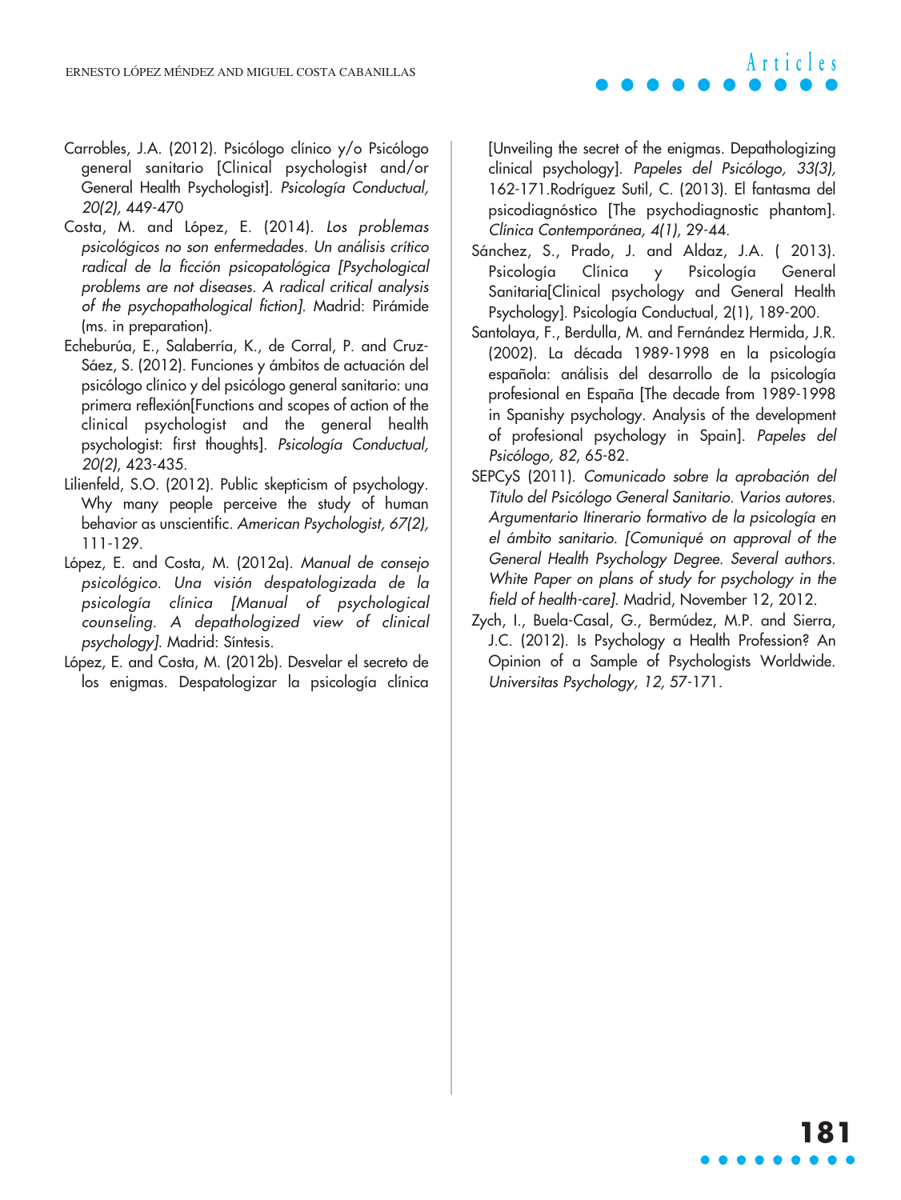Carrobles, J.A. (2012). Psicólogo clínico y/o Psicólogo general sanitario [Clinical psychologist and/or General Health Psychologist]. *Psicología Conductual, 20(2),* 449-470

Costa, M. and López, E. (2014). *Los problemas psicológicos no son enfermedades. Un análisis crítico radical de la ficción psicopatológica [Psychological problems are not diseases. A radical critical analysis of the psychopathological fiction].* Madrid: Pirámide (ms. in preparation).

Echeburúa, E., Salaberría, K., de Corral, P. and Cruz-Sáez, S. (2012). Funciones y ámbitos de actuación del psicólogo clínico y del psicólogo general sanitario: una primera reflexión[Functions and scopes of action of the clinical psychologist and the general health psychologist: first thoughts]. *Psicología Conductual, 20(2),* 423-435.

Lilienfeld, S.O. (2012). Public skepticism of psychology. Why many people perceive the study of human behavior as unscientific. *American Psychologist, 67(2),* 111-129.

López, E. and Costa, M. (2012a). *Manual de consejo psicológico. Una visión despatologizada de la psicología clínica [Manual of psychological counseling. A depathologized view of clinical psychology].* Madrid: Síntesis.

López, E. and Costa, M. (2012b). Desvelar el secreto de los enigmas. Despatologizar la psicología clínica [Unveiling the secret of the enigmas. Depathologizing clinical psychology]. *Papeles del Psicólogo, 33(3),* 162-171.Rodríguez Sutil, C. (2013). El fantasma del psicodiagnóstico [The psychodiagnostic phantom]. *Clínica Contemporánea, 4(1),* 29-44.

Sánchez, S., Prado, J. and Aldaz, J.A. ( 2013). Psicología Clínica y Psicología General Sanitaria[Clinical psychology and General Health Psychology]. Psicología Conductual, 2(1), 189-200.

Santolaya, F., Berdulla, M. and Fernández Hermida, J.R. (2002). La década 1989-1998 en la psicología española: análisis del desarrollo de la psicología profesional en España [The decade from 1989-1998 in Spanishy psychology. Analysis of the development of profesional psychology in Spain]. *Papeles del Psicólogo, 82,* 65-82.

SEPCyS (2011). *Comunicado sobre la aprobación del Título del Psicólogo General Sanitario. Varios autores. Argumentario Itinerario formativo de la psicología en el ámbito sanitario. [Comuniqué on approval of the General Health Psychology Degree. Several authors. White Paper on plans of study for psychology in the field of health-care].* Madrid, November 12, 2012.

Zych, I., Buela-Casal, G., Bermúdez, M.P. and Sierra, J.C. (2012). Is Psychology a Health Profession? An Opinion of a Sample of Psychologists Worldwide. *Universitas Psychology, 12,* 57-171.